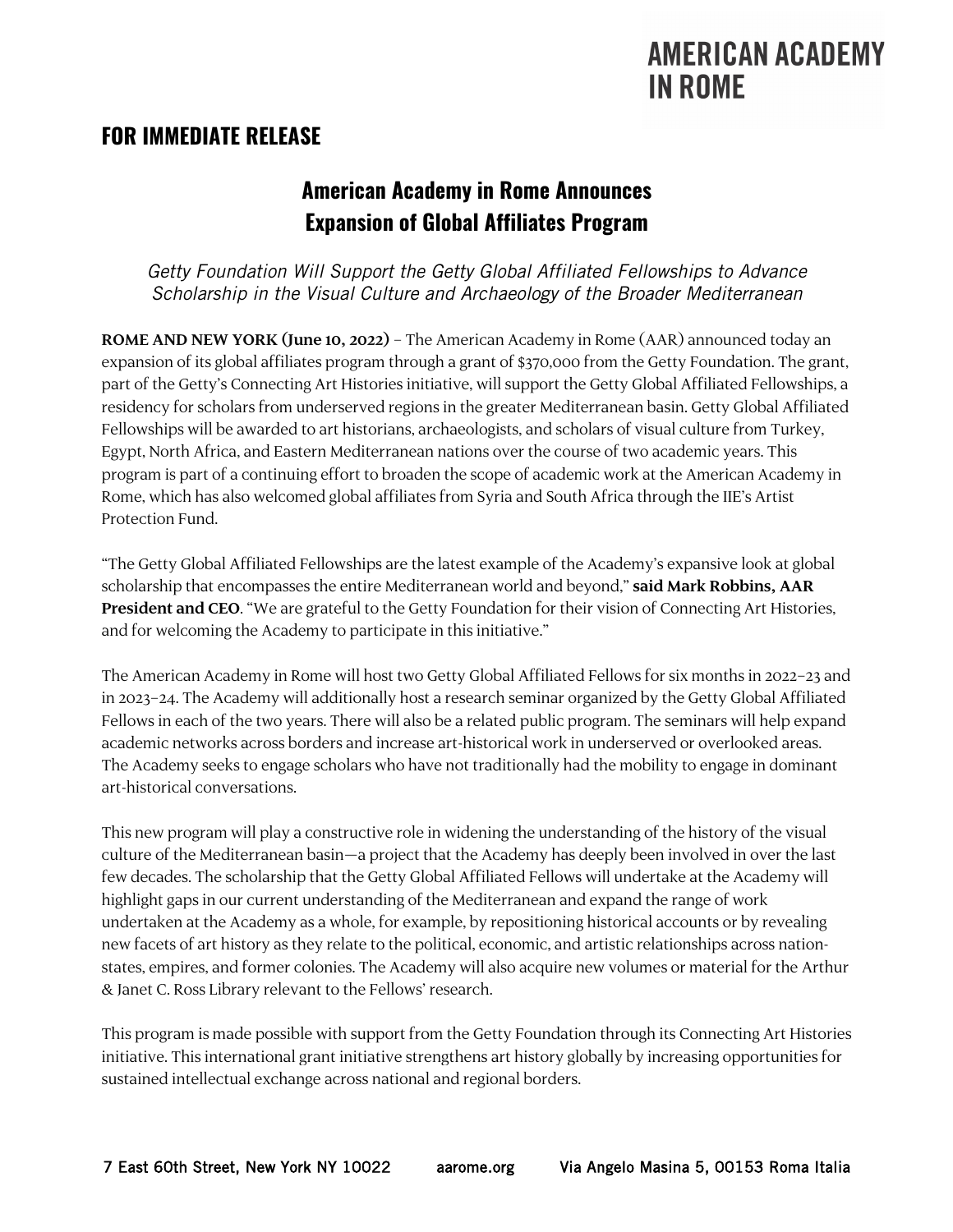AMERICAN ACADEMY IN ROME

## FOR IMMEDIATE RELEASE

# American Academy in Rome Announces Expansion of Global Affiliates Program

*Getty Foundation Will Support the Getty Global Affiliated Fellowships to Advance Scholarship in the Visual Culture and Archaeology of the Broader Mediterranean*

**ROME AND NEW YORK (June 10, 2022)** – The American Academy in Rome (AAR) announced today an expansion of its global affiliates program through a grant of $370,000 from the Getty Foundation. The grant, part of the Getty's Connecting Art Histories initiative, will support the Getty Global Affiliated Fellowships, a residency for scholars from underserved regions in the greater Mediterranean basin. Getty Global Affiliated Fellowships will be awarded to art historians, archaeologists, and scholars of visual culture from Turkey, Egypt, North Africa, and Eastern Mediterranean nations over the course of two academic years. This program is part of a continuing effort to broaden the scope of academic work at the American Academy in Rome, which has also welcomed global affiliates from Syria and South Africa through the IIE's Artist Protection Fund.

"The Getty Global Affiliated Fellowships are the latest example of the Academy's expansive look at global scholarship that encompasses the entire Mediterranean world and beyond," **said Mark Robbins, AAR President and CEO**. "We are grateful to the Getty Foundation for their vision of Connecting Art Histories, and for welcoming the Academy to participate in this initiative."

The American Academy in Rome will host two Getty Global Affiliated Fellows for six months in 2022–23 and in 2023–24. The Academy will additionally host a research seminar organized by the Getty Global Affiliated Fellows in each of the two years. There will also be a related public program. The seminars will help expand academic networks across borders and increase art-historical work in underserved or overlooked areas. The Academy seeks to engage scholars who have not traditionally had the mobility to engage in dominant art-historical conversations.

This new program will play a constructive role in widening the understanding of the history of the visual culture of the Mediterranean basin—a project that the Academy has deeply been involved in over the last few decades. The scholarship that the Getty Global Affiliated Fellows will undertake at the Academy will highlight gaps in our current understanding of the Mediterranean and expand the range of work undertaken at the Academy as a whole, for example, by repositioning historical accounts or by revealing new facets of art history as they relate to the political, economic, and artistic relationships across nation-states, empires, and former colonies. The Academy will also acquire new volumes or material for the Arthur & Janet C. Ross Library relevant to the Fellows' research.

This program is made possible with support from the Getty Foundation through its Connecting Art Histories initiative. This international grant initiative strengthens art history globally by increasing opportunities for sustained intellectual exchange across national and regional borders.

7 East 60th Street, New York NY 10022 aarome.org Via Angelo Masina 5, 00153 Roma Italia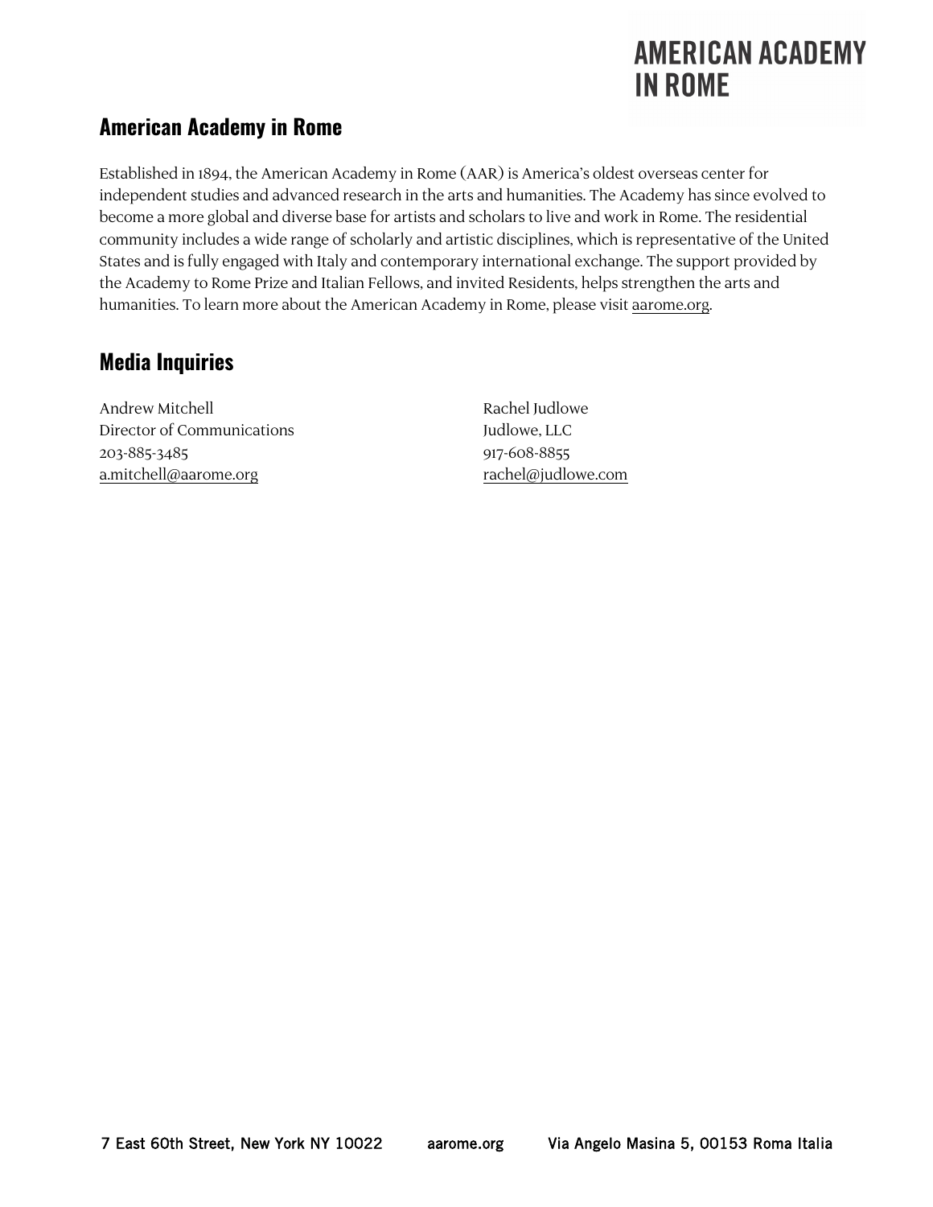## American Academy in Rome

Established in 1894, the American Academy in Rome (AAR) is America's oldest overseas center for independent studies and advanced research in the arts and humanities. The Academy has since evolved to become a more global and diverse base for artists and scholars to live and work in Rome. The residential community includes a wide range of scholarly and artistic disciplines, which is representative of the United States and is fully engaged with Italy and contemporary international exchange. The support provided by the Academy to Rome Prize and Italian Fellows, and invited Residents, helps strengthen the arts and humanities. To learn more about the American Academy in Rome, please visit aarome.org.

## Media Inquiries

Andrew Mitchell
Director of Communications
203-885-3485
a.mitchell@aarome.org

Rachel Judlowe
Judlowe, LLC
917-608-8855
rachel@judlowe.com